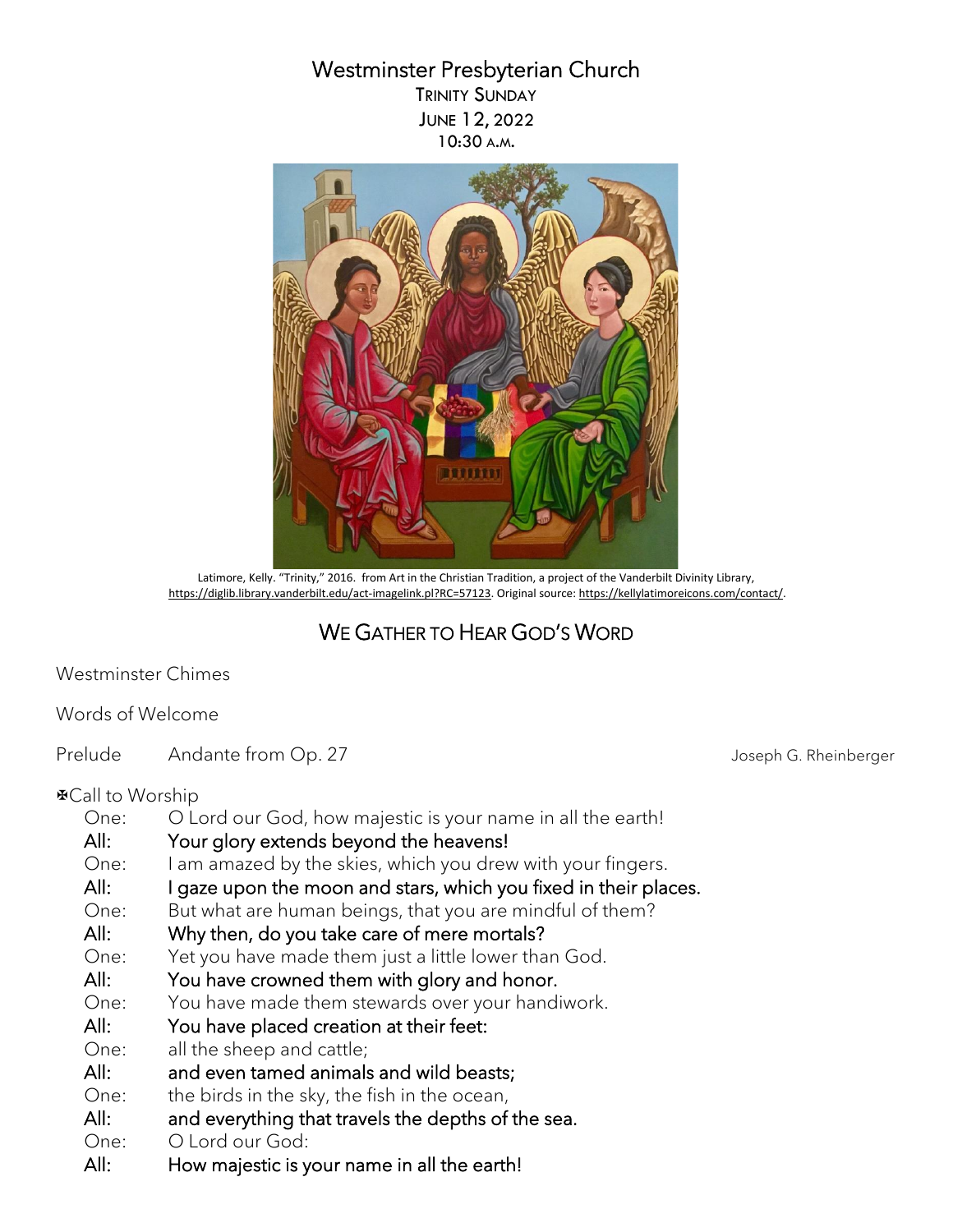# Westminster Presbyterian Church

TRINITY SUNDAY
JUNE 12, 2022
10:30 A.M.

Latimore, Kelly. "Trinity," 2016. from Art in the Christian Tradition, a project of the Vanderbilt Divinity Library, https://diglib.library.vanderbilt.edu/act-imagelink.pl?RC=57123. Original source: https://kellylatimoreicons.com/contact/.

## WE GATHER TO HEAR GOD'S WORD

Westminster Chimes

Words of Welcome

Prelude Andante from Op. 27 — Joseph G. Rheinberger

✠Call to Worship

One: O Lord our God, how majestic is your name in all the earth!
**All: Your glory extends beyond the heavens!**
One: I am amazed by the skies, which you drew with your fingers.
**All: I gaze upon the moon and stars, which you fixed in their places.**
One: But what are human beings, that you are mindful of them?
**All: Why then, do you take care of mere mortals?**
One: Yet you have made them just a little lower than God.
**All: You have crowned them with glory and honor.**
One: You have made them stewards over your handiwork.
**All: You have placed creation at their feet:**
One: all the sheep and cattle;
**All: and even tamed animals and wild beasts;**
One: the birds in the sky, the fish in the ocean,
**All: and everything that travels the depths of the sea.**
One: O Lord our God:
**All: How majestic is your name in all the earth!**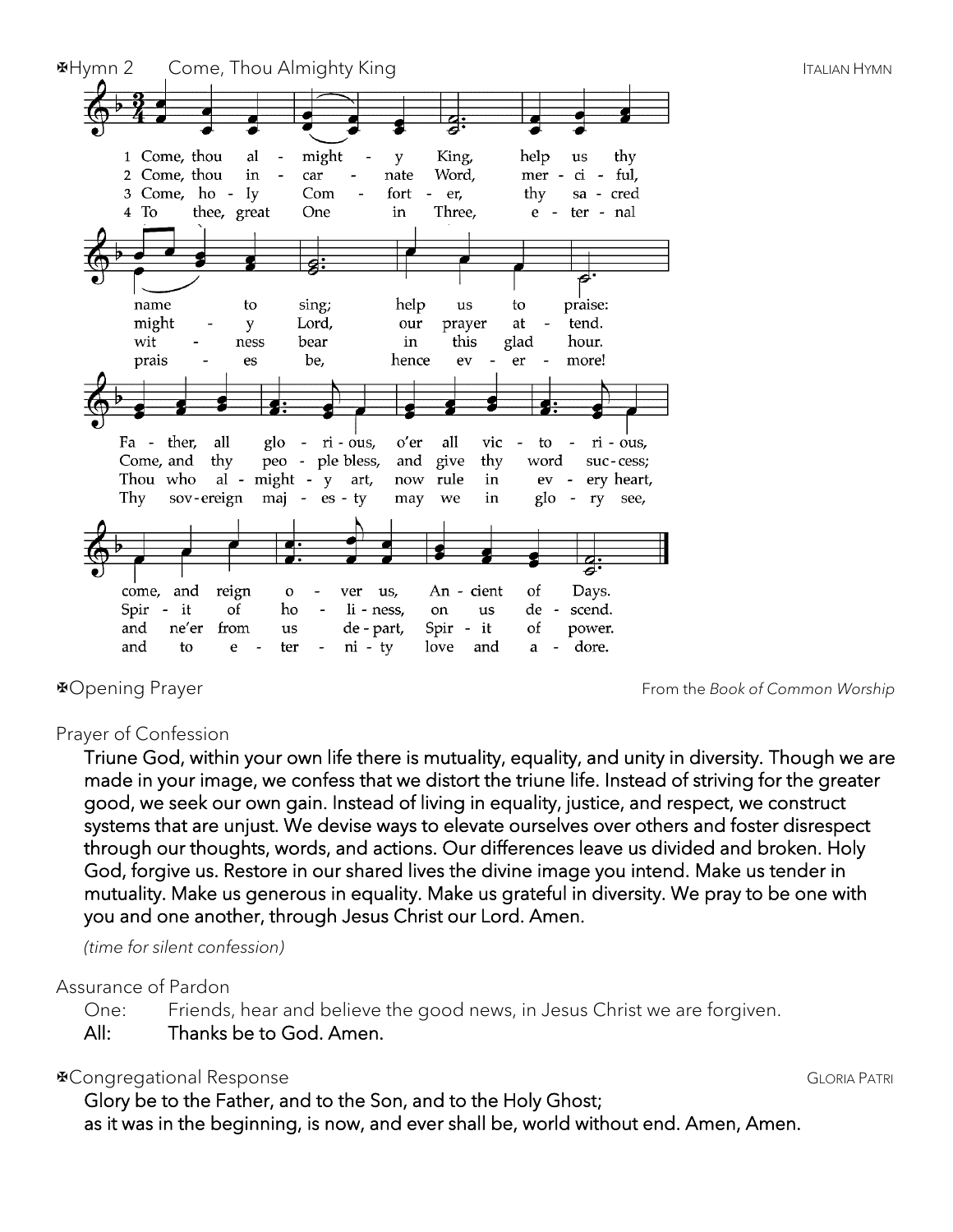✠Hymn 2 Come, Thou Almighty King ITALIAN HYMN

1 Come, thou almighty King, help us thy name to sing; help us to praise: Father, all glorious, o'er all victorious, come, and reign over us, Ancient of Days.

2 Come, thou incarnate Word, merciful, mighty Lord, our prayer attend. Come, and thy people bless, and give thy word success; Spirit of holiness, on us descend.

3 Come, holy Comforter, thy sacred witness bear in this glad hour. Thou who almighty art, now rule in every heart, and ne'er from us depart, Spirit of power.

4 To thee, great One in Three, eternal praises be, hence evermore! Thy sovereign majesty may we in glory see, and to eternity love and adore.

✠Opening Prayer From the *Book of Common Worship*

Prayer of Confession

**Triune God, within your own life there is mutuality, equality, and unity in diversity. Though we are made in your image, we confess that we distort the triune life. Instead of striving for the greater good, we seek our own gain. Instead of living in equality, justice, and respect, we construct systems that are unjust. We devise ways to elevate ourselves over others and foster disrespect through our thoughts, words, and actions. Our differences leave us divided and broken. Holy God, forgive us. Restore in our shared lives the divine image you intend. Make us tender in mutuality. Make us generous in equality. Make us grateful in diversity. We pray to be one with you and one another, through Jesus Christ our Lord. Amen.**

*(time for silent confession)*

Assurance of Pardon

One: Friends, hear and believe the good news, in Jesus Christ we are forgiven.

**All: Thanks be to God. Amen.**

✠Congregational Response GLORIA PATRI

**Glory be to the Father, and to the Son, and to the Holy Ghost;**
**as it was in the beginning, is now, and ever shall be, world without end. Amen, Amen.**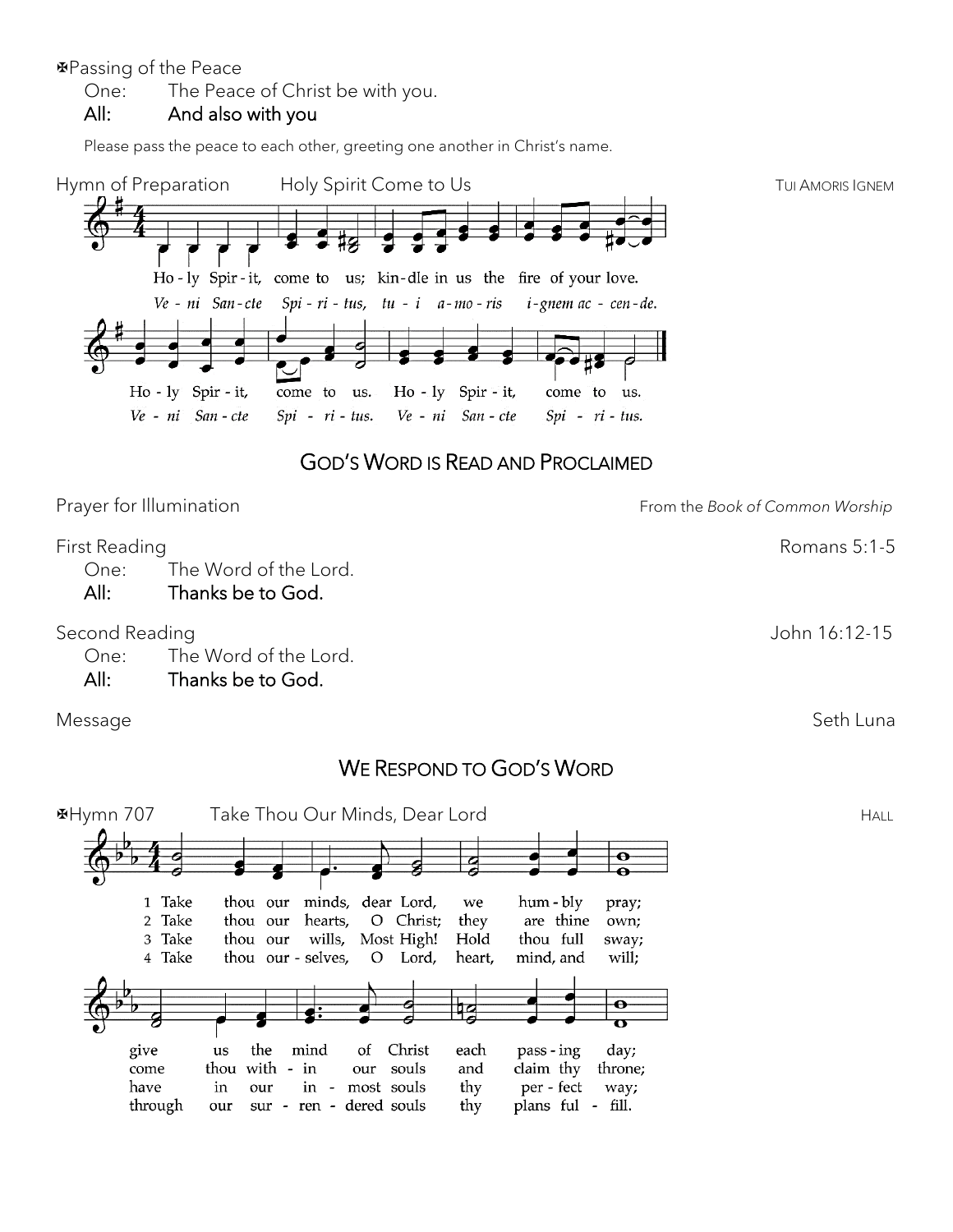✠Passing of the Peace

One: The Peace of Christ be with you.

**All: And also with you**

Please pass the peace to each other, greeting one another in Christ's name.

Hymn of Preparation Holy Spirit Come to Us TUI AMORIS IGNEM

Ho - ly Spir - it, come to us; kin - dle in us the fire of your love.
*Ve - ni San - cte Spi - ri - tus, tu - i a - mo - ris i - gnem ac - cen - de.*

Ho - ly Spir - it, come to us. Ho - ly Spir - it, come to us.
*Ve - ni San - cte Spi - ri - tus. Ve - ni San - cte Spi - ri - tus.*

## GOD'S WORD IS READ AND PROCLAIMED

Prayer for Illumination From the *Book of Common Worship*

First Reading Romans 5:1-5

One: The Word of the Lord.

**All: Thanks be to God.**

Second Reading John 16:12-15

One: The Word of the Lord.

**All: Thanks be to God.**

Message Seth Luna

## WE RESPOND TO GOD'S WORD

✠Hymn 707 Take Thou Our Minds, Dear Lord HALL

1 Take thou our minds, dear Lord, we hum - bly pray;
give us the mind of Christ each pass - ing day;

2 Take thou our hearts, O Christ; they are thine own;
come thou with - in our souls and claim thy throne;

3 Take thou our wills, Most High! Hold thou full sway;
have in our in - most souls thy per - fect way;

4 Take thou our - selves, O Lord, heart, mind, and will;
through our sur - ren - dered souls thy plans ful - fill.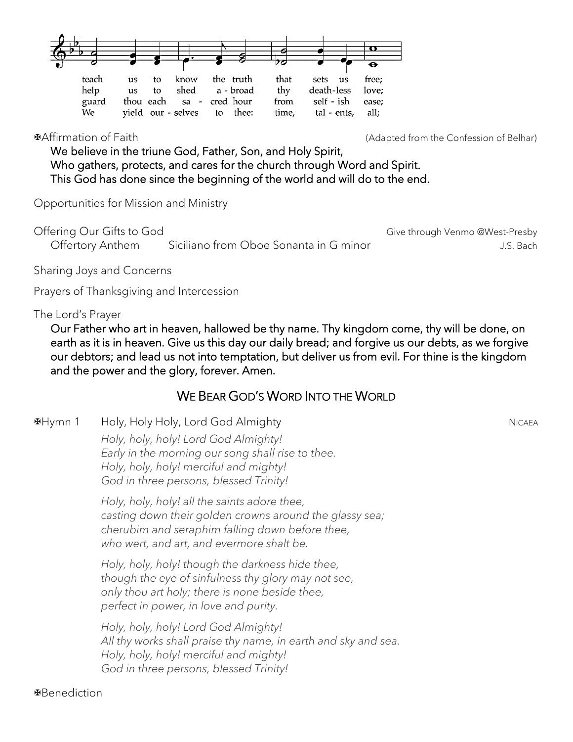teach us to know the truth that sets us free;
help us to shed a-broad thy death-less love;
guard thou each sa-cred hour from self-ish ease;
We yield our-selves to thee: time, tal-ents, all;

✠Affirmation of Faith (Adapted from the Confession of Belhar)

**We believe in the triune God, Father, Son, and Holy Spirit,**
**Who gathers, protects, and cares for the church through Word and Spirit.**
**This God has done since the beginning of the world and will do to the end.**

Opportunities for Mission and Ministry

Offering Our Gifts to God — Give through Venmo @West-Presby

Offertory Anthem — Siciliano from Oboe Sonanta in G minor — J.S. Bach

Sharing Joys and Concerns

Prayers of Thanksgiving and Intercession

The Lord's Prayer

**Our Father who art in heaven, hallowed be thy name. Thy kingdom come, thy will be done, on earth as it is in heaven. Give us this day our daily bread; and forgive us our debts, as we forgive our debtors; and lead us not into temptation, but deliver us from evil. For thine is the kingdom and the power and the glory, forever. Amen.**

## WE BEAR GOD'S WORD INTO THE WORLD

✠Hymn 1 — Holy, Holy Holy, Lord God Almighty — NICAEA

*Holy, holy, holy! Lord God Almighty!*
*Early in the morning our song shall rise to thee.*
*Holy, holy, holy! merciful and mighty!*
*God in three persons, blessed Trinity!*

*Holy, holy, holy! all the saints adore thee,*
*casting down their golden crowns around the glassy sea;*
*cherubim and seraphim falling down before thee,*
*who wert, and art, and evermore shalt be.*

*Holy, holy, holy! though the darkness hide thee,*
*though the eye of sinfulness thy glory may not see,*
*only thou art holy; there is none beside thee,*
*perfect in power, in love and purity.*

*Holy, holy, holy! Lord God Almighty!*
*All thy works shall praise thy name, in earth and sky and sea.*
*Holy, holy, holy! merciful and mighty!*
*God in three persons, blessed Trinity!*

✠Benediction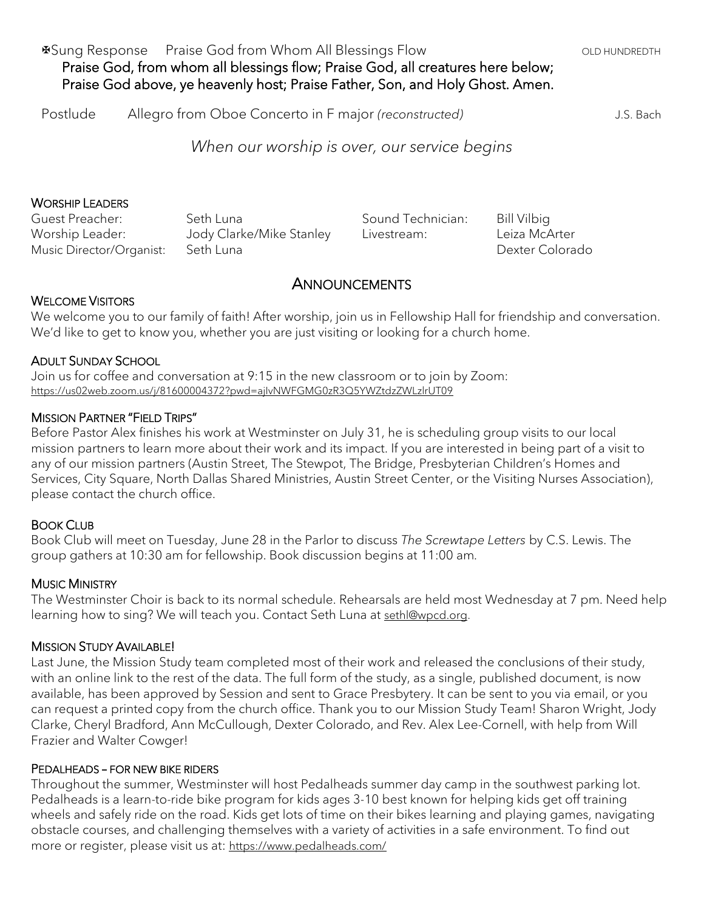✠Sung Response     Praise God from Whom All Blessings Flow     OLD HUNDREDTH

**Praise God, from whom all blessings flow; Praise God, all creatures here below;**
**Praise God above, ye heavenly host; Praise Father, Son, and Holy Ghost. Amen.**

Postlude     Allegro from Oboe Concerto in F major *(reconstructed)*     J.S. Bach

*When our worship is over, our service begins*

## WORSHIP LEADERS

| | | | |
|---|---|---|---|
| Guest Preacher: | Seth Luna | Sound Technician: | Bill Vilbig |
| Worship Leader: | Jody Clarke/Mike Stanley | Livestream: | Leiza McArter |
| Music Director/Organist: | Seth Luna | | Dexter Colorado |

## ANNOUNCEMENTS

### WELCOME VISITORS

We welcome you to our family of faith! After worship, join us in Fellowship Hall for friendship and conversation. We'd like to get to know you, whether you are just visiting or looking for a church home.

### ADULT SUNDAY SCHOOL

Join us for coffee and conversation at 9:15 in the new classroom or to join by Zoom:
https://us02web.zoom.us/j/81600004372?pwd=ajlvNWFGMG0zR3Q5YWZtdzZWLzlrUT09

### MISSION PARTNER "FIELD TRIPS"

Before Pastor Alex finishes his work at Westminster on July 31, he is scheduling group visits to our local mission partners to learn more about their work and its impact. If you are interested in being part of a visit to any of our mission partners (Austin Street, The Stewpot, The Bridge, Presbyterian Children's Homes and Services, City Square, North Dallas Shared Ministries, Austin Street Center, or the Visiting Nurses Association), please contact the church office.

### BOOK CLUB

Book Club will meet on Tuesday, June 28 in the Parlor to discuss *The Screwtape Letters* by C.S. Lewis. The group gathers at 10:30 am for fellowship. Book discussion begins at 11:00 am.

### MUSIC MINISTRY

The Westminster Choir is back to its normal schedule. Rehearsals are held most Wednesday at 7 pm. Need help learning how to sing? We will teach you. Contact Seth Luna at sethl@wpcd.org.

### MISSION STUDY AVAILABLE!

Last June, the Mission Study team completed most of their work and released the conclusions of their study, with an online link to the rest of the data. The full form of the study, as a single, published document, is now available, has been approved by Session and sent to Grace Presbytery. It can be sent to you via email, or you can request a printed copy from the church office. Thank you to our Mission Study Team! Sharon Wright, Jody Clarke, Cheryl Bradford, Ann McCullough, Dexter Colorado, and Rev. Alex Lee-Cornell, with help from Will Frazier and Walter Cowger!

### PEDALHEADS – FOR NEW BIKE RIDERS

Throughout the summer, Westminster will host Pedalheads summer day camp in the southwest parking lot. Pedalheads is a learn-to-ride bike program for kids ages 3-10 best known for helping kids get off training wheels and safely ride on the road. Kids get lots of time on their bikes learning and playing games, navigating obstacle courses, and challenging themselves with a variety of activities in a safe environment. To find out more or register, please visit us at: https://www.pedalheads.com/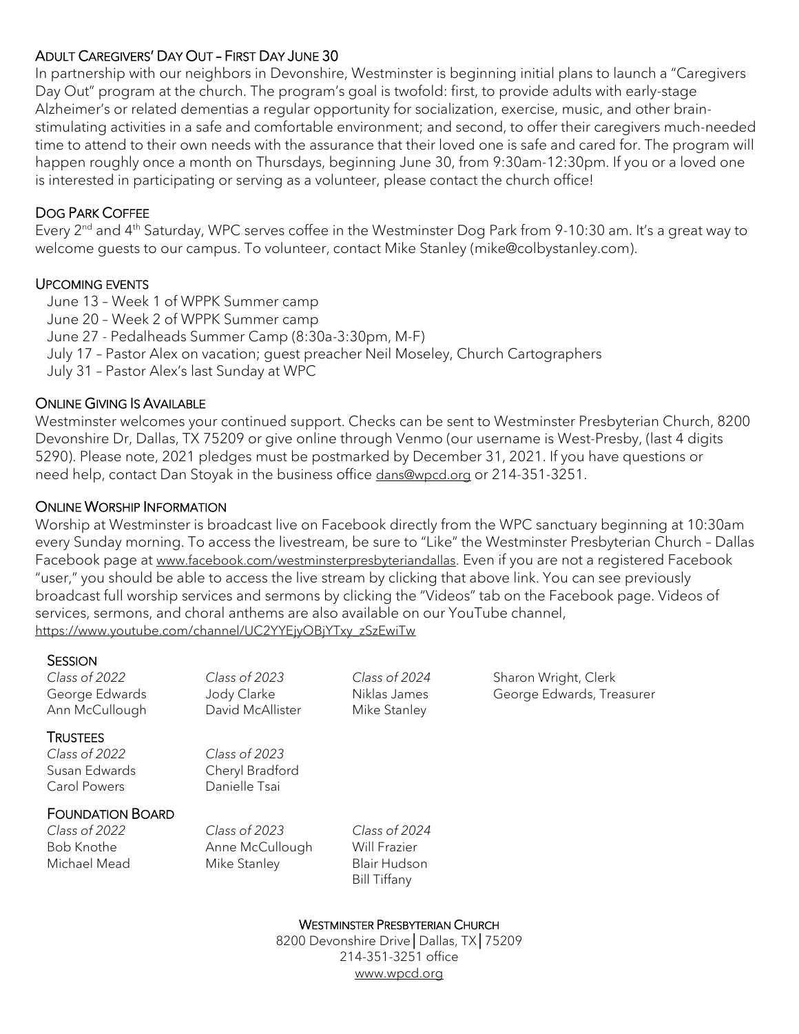## Adult Caregivers' Day Out – First Day June 30

In partnership with our neighbors in Devonshire, Westminster is beginning initial plans to launch a "Caregivers Day Out" program at the church. The program's goal is twofold: first, to provide adults with early-stage Alzheimer's or related dementias a regular opportunity for socialization, exercise, music, and other brain-stimulating activities in a safe and comfortable environment; and second, to offer their caregivers much-needed time to attend to their own needs with the assurance that their loved one is safe and cared for. The program will happen roughly once a month on Thursdays, beginning June 30, from 9:30am-12:30pm. If you or a loved one is interested in participating or serving as a volunteer, please contact the church office!

## Dog Park Coffee

Every 2nd and 4th Saturday, WPC serves coffee in the Westminster Dog Park from 9-10:30 am. It's a great way to welcome guests to our campus. To volunteer, contact Mike Stanley (mike@colbystanley.com).

## Upcoming Events

- June 13 – Week 1 of WPPK Summer camp
- June 20 – Week 2 of WPPK Summer camp
- June 27 - Pedalheads Summer Camp (8:30a-3:30pm, M-F)
- July 17 – Pastor Alex on vacation; guest preacher Neil Moseley, Church Cartographers
- July 31 – Pastor Alex's last Sunday at WPC

## Online Giving Is Available

Westminster welcomes your continued support. Checks can be sent to Westminster Presbyterian Church, 8200 Devonshire Dr, Dallas, TX 75209 or give online through Venmo (our username is West-Presby, (last 4 digits 5290). Please note, 2021 pledges must be postmarked by December 31, 2021. If you have questions or need help, contact Dan Stoyak in the business office dans@wpcd.org or 214-351-3251.

## Online Worship Information

Worship at Westminster is broadcast live on Facebook directly from the WPC sanctuary beginning at 10:30am every Sunday morning. To access the livestream, be sure to "Like" the Westminster Presbyterian Church – Dallas Facebook page at www.facebook.com/westminsterpresbyteriandallas. Even if you are not a registered Facebook "user," you should be able to access the live stream by clicking that above link. You can see previously broadcast full worship services and sermons by clicking the "Videos" tab on the Facebook page. Videos of services, sermons, and choral anthems are also available on our YouTube channel, https://www.youtube.com/channel/UC2YYEjyOBjYTxy_zSzEwiTw

## Session

| *Class of 2022* | *Class of 2023* | *Class of 2024* | |
|---|---|---|---|
| George Edwards | Jody Clarke | Niklas James | Sharon Wright, Clerk |
| Ann McCullough | David McAllister | Mike Stanley | George Edwards, Treasurer |

## Trustees

| *Class of 2022* | *Class of 2023* |
|---|---|
| Susan Edwards | Cheryl Bradford |
| Carol Powers | Danielle Tsai |

## Foundation Board

| *Class of 2022* | *Class of 2023* | *Class of 2024* |
|---|---|---|
| Bob Knothe | Anne McCullough | Will Frazier |
| Michael Mead | Mike Stanley | Blair Hudson |
| | | Bill Tiffany |

**Westminster Presbyterian Church**
8200 Devonshire Drive | Dallas, TX | 75209
214-351-3251 office
www.wpcd.org